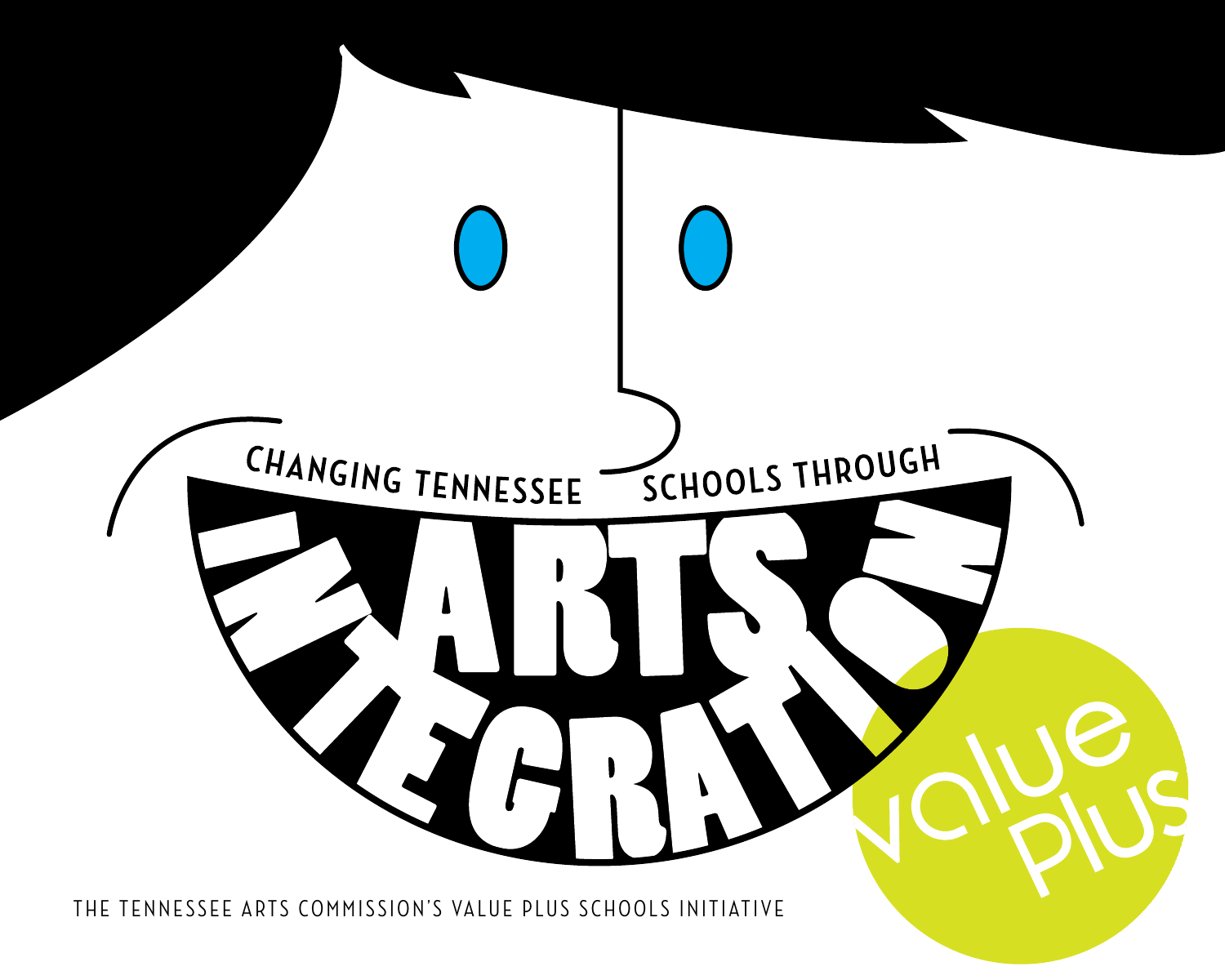# CHANGING TENNESSEE SCHOOLS THROUGH ARTS INTEGRATION

value plus

THE TENNESSEE ARTS COMMISSION'S VALUE PLUS SCHOOLS INITIATIVE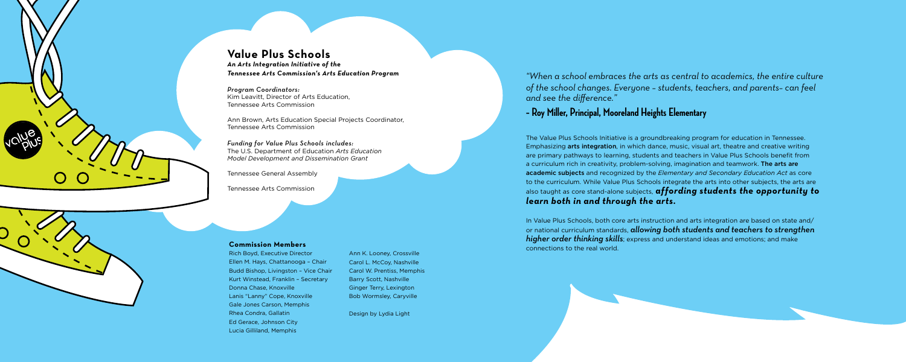## Value Plus Schools

***An Arts Integration Initiative of the Tennessee Arts Commission's Arts Education Program***

*Program Coordinators:*
Kim Leavitt, Director of Arts Education, Tennessee Arts Commission

Ann Brown, Arts Education Special Projects Coordinator, Tennessee Arts Commission

*Funding for Value Plus Schools includes:*
The U.S. Department of Education *Arts Education Model Development and Dissemination Grant*

Tennessee General Assembly

Tennessee Arts Commission

### Commission Members

Rich Boyd, Executive Director
Ellen M. Hays, Chattanooga – Chair
Budd Bishop, Livingston – Vice Chair
Kurt Winstead, Franklin – Secretary
Donna Chase, Knoxville
Lanis "Lanny" Cope, Knoxville
Gale Jones Carson, Memphis
Rhea Condra, Gallatin
Ed Gerace, Johnson City
Lucia Gilliland, Memphis
Ann K. Looney, Crossville
Carol L. McCoy, Nashville
Carol W. Prentiss, Memphis
Barry Scott, Nashville
Ginger Terry, Lexington
Bob Wormsley, Caryville

Design by Lydia Light

*"When a school embraces the arts as central to academics, the entire culture of the school changes. Everyone – students, teachers, and parents– can feel and see the difference."*

**– Roy Miller, Principal, Mooreland Heights Elementary**

The Value Plus Schools Initiative is a groundbreaking program for education in Tennessee. Emphasizing **arts integration**, in which dance, music, visual art, theatre and creative writing are primary pathways to learning, students and teachers in Value Plus Schools benefit from a curriculum rich in creativity, problem-solving, imagination and teamwork. **The arts are academic subjects** and recognized by the *Elementary and Secondary Education Act* as core to the curriculum. While Value Plus Schools integrate the arts into other subjects, the arts are also taught as core stand-alone subjects, ***affording students the opportunity to learn both in and through the arts.***

In Value Plus Schools, both core arts instruction and arts integration are based on state and/or national curriculum standards, ***allowing both students and teachers to strengthen higher order thinking skills***; express and understand ideas and emotions; and make connections to the real world.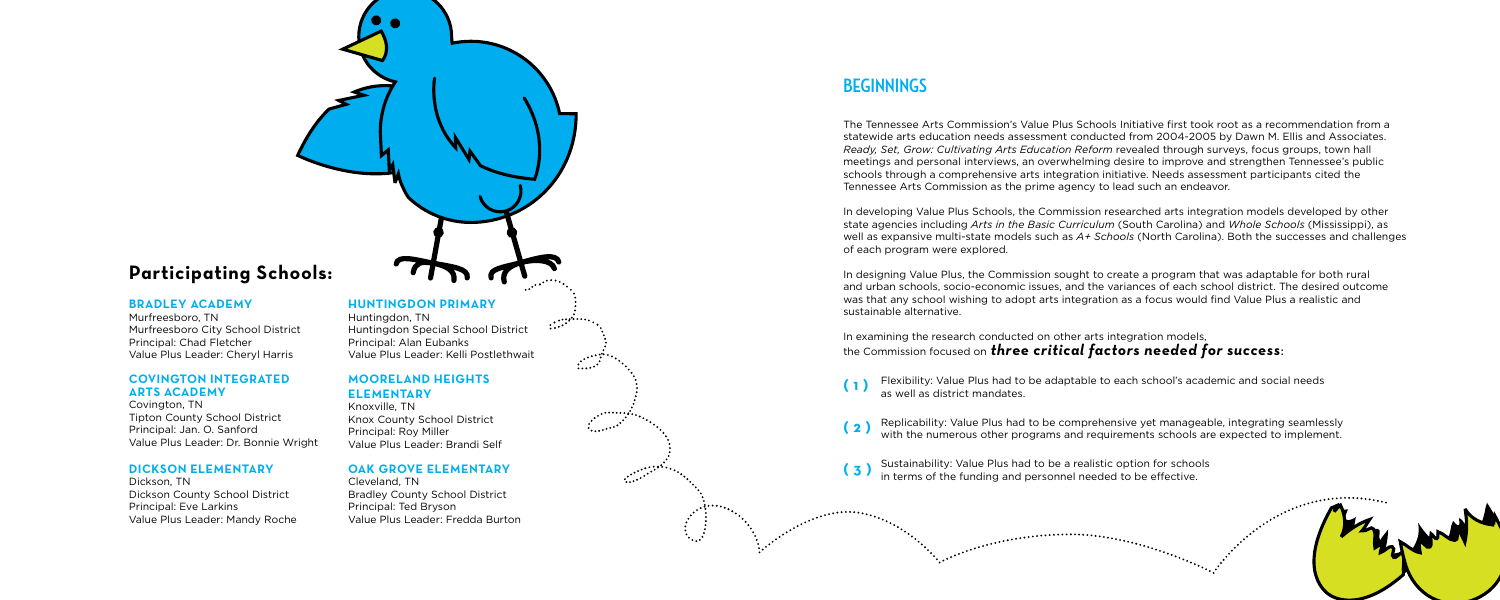## Participating Schools:

### BRADLEY ACADEMY

Murfreesboro, TN
Murfreesboro City School District
Principal: Chad Fletcher
Value Plus Leader: Cheryl Harris

### COVINGTON INTEGRATED ARTS ACADEMY

Covington, TN
Tipton County School District
Principal: Jan. O. Sanford
Value Plus Leader: Dr. Bonnie Wright

### DICKSON ELEMENTARY

Dickson, TN
Dickson County School District
Principal: Eve Larkins
Value Plus Leader: Mandy Roche

### HUNTINGDON PRIMARY

Huntingdon, TN
Huntingdon Special School District
Principal: Alan Eubanks
Value Plus Leader: Kelli Postlethwait

### MOORELAND HEIGHTS ELEMENTARY

Knoxville, TN
Knox County School District
Principal: Roy Miller
Value Plus Leader: Brandi Self

### OAK GROVE ELEMENTARY

Cleveland, TN
Bradley County School District
Principal: Ted Bryson
Value Plus Leader: Fredda Burton

## BEGINNINGS

The Tennessee Arts Commission's Value Plus Schools Initiative first took root as a recommendation from a statewide arts education needs assessment conducted from 2004-2005 by Dawn M. Ellis and Associates. *Ready, Set, Grow: Cultivating Arts Education Reform* revealed through surveys, focus groups, town hall meetings and personal interviews, an overwhelming desire to improve and strengthen Tennessee's public schools through a comprehensive arts integration initiative. Needs assessment participants cited the Tennessee Arts Commission as the prime agency to lead such an endeavor.

In developing Value Plus Schools, the Commission researched arts integration models developed by other state agencies including *Arts in the Basic Curriculum* (South Carolina) and *Whole Schools* (Mississippi), as well as expansive multi-state models such as *A+ Schools* (North Carolina). Both the successes and challenges of each program were explored.

In designing Value Plus, the Commission sought to create a program that was adaptable for both rural and urban schools, socio-economic issues, and the variances of each school district. The desired outcome was that any school wishing to adopt arts integration as a focus would find Value Plus a realistic and sustainable alternative.

In examining the research conducted on other arts integration models, the Commission focused on ***three critical factors needed for success***:

( 1 ) Flexibility: Value Plus had to be adaptable to each school's academic and social needs as well as district mandates.

( 2 ) Replicability: Value Plus had to be comprehensive yet manageable, integrating seamlessly with the numerous other programs and requirements schools are expected to implement.

( 3 ) Sustainability: Value Plus had to be a realistic option for schools in terms of the funding and personnel needed to be effective.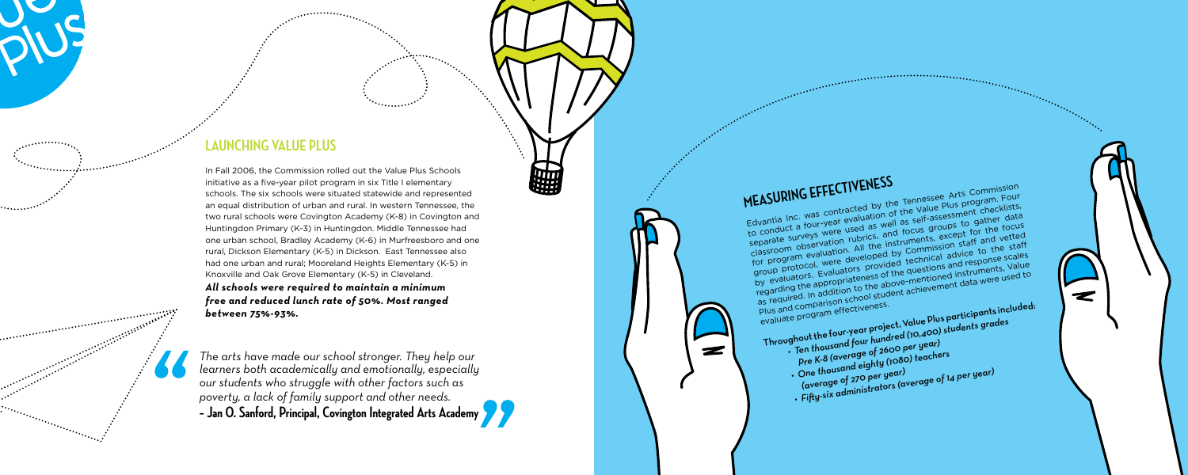## LAUNCHING VALUE PLUS

In Fall 2006, the Commission rolled out the Value Plus Schools initiative as a five-year pilot program in six Title I elementary schools. The six schools were situated statewide and represented an equal distribution of urban and rural. In western Tennessee, the two rural schools were Covington Academy (K-8) in Covington and Huntingdon Primary (K-3) in Huntingdon. Middle Tennessee had one urban school, Bradley Academy (K-6) in Murfreesboro and one rural, Dickson Elementary (K-5) in Dickson. East Tennessee also had one urban and rural; Mooreland Heights Elementary (K-5) in Knoxville and Oak Grove Elementary (K-5) in Cleveland.

***All schools were required to maintain a minimum free and reduced lunch rate of 50%. Most ranged between 75%-93%.***

> *The arts have made our school stronger. They help our learners both academically and emotionally, especially our students who struggle with other factors such as poverty, a lack of family support and other needs.*
>
> **– Jan O. Sanford, Principal, Covington Integrated Arts Academy**

## MEASURING EFFECTIVENESS

Edvantia Inc. was contracted by the Tennessee Arts Commission to conduct a four-year evaluation of the Value Plus program. Four separate surveys were used as well as self-assessment checklists, classroom observation rubrics, and focus groups to gather data for program evaluation. All the instruments, except for the focus group protocol, were developed by Commission staff and vetted by evaluators. Evaluators provided technical advice to the staff regarding the appropriateness of the questions and response scales as required. In addition to the above-mentioned instruments, Value Plus and comparison school student achievement data were used to evaluate program effectiveness.

**Throughout the four-year project, Value Plus participants included:**

- *Ten thousand four hundred (10,400) students grades Pre K-8 (average of 2600 per year)*
- *One thousand eighty (1080) teachers (average of 270 per year)*
- *Fifty-six administrators (average of 14 per year)*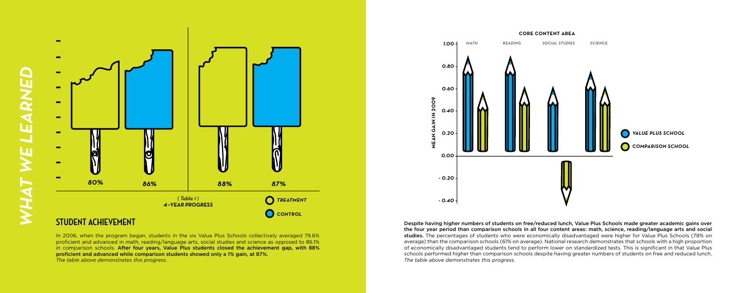# WHAT WE LEARNED

80% 86% 88% 87%

(Table 1)
*4-YEAR PROGRESS*

TREATMENT
CONTROL

## STUDENT ACHIEVEMENT

In 2006, when the program began, students in the six Value Plus Schools collectively averaged 79.6% proficient and advanced in math, reading/language arts, social studies and science as opposed to 86.1% in comparison schools. **After four years, Value Plus students closed the achievement gap, with 88% proficient and advanced while comparison students showed only a 1% gain, at 87%.**
*The table above demonstrates this progress.*

**CORE CONTENT AREA**

MATH READING SOCIAL STUDIES SCIENCE

MEAN GAIN IN 2009

1.00 0.80 0.60 0.40 0.20 0.00 - 0.20 - 0.40

VALUE PLUS SCHOOL
COMPARISON SCHOOL

**Despite having higher numbers of students on free/reduced lunch, Value Plus Schools made greater academic gains over the four year period than comparison schools in all four content areas: math, science, reading/language arts and social studies.** The percentages of students who were economically disadvantaged were higher for Value Plus Schools (78% on average) than the comparison schools (61% on average). National research demonstrates that schools with a high proportion of economically disadvantaged students tend to perform lower on standardized tests. This is significant in that Value Plus schools performed higher than comparison schools despite having greater numbers of students on free and reduced lunch.
*The table above demonstrates this progress.*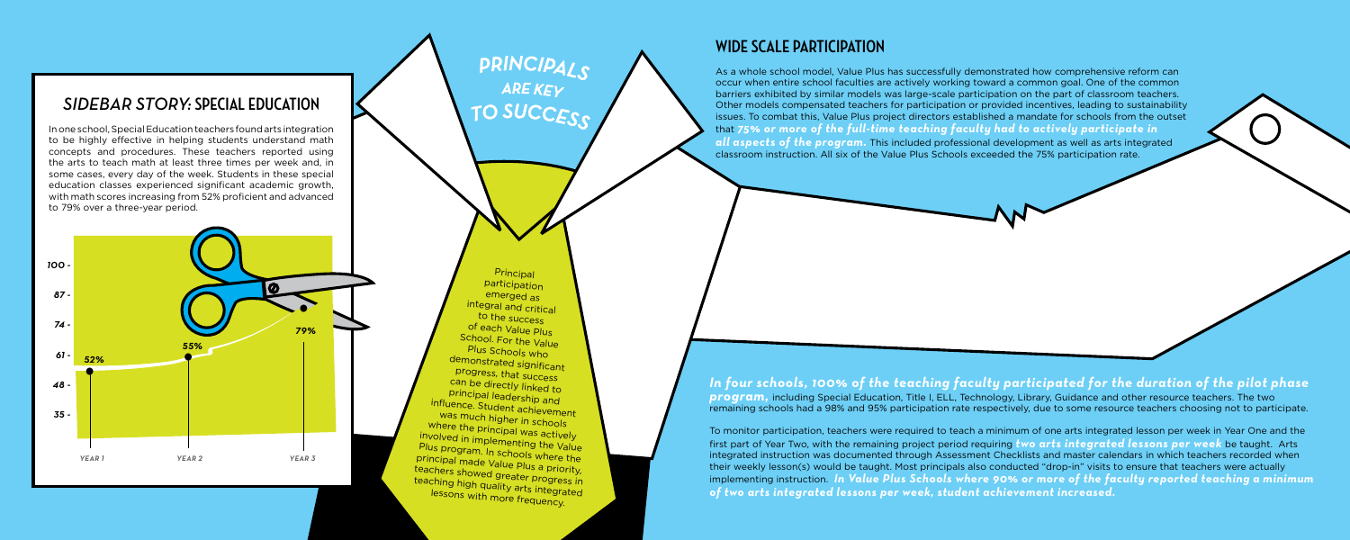## *SIDEBAR STORY:* SPECIAL EDUCATION

In one school, Special Education teachers found arts integration to be highly effective in helping students understand math concepts and procedures. These teachers reported using the arts to teach math at least three times per week and, in some cases, every day of the week. Students in these special education classes experienced significant academic growth, with math scores increasing from 52% proficient and advanced to 79% over a three-year period.

| | YEAR 1 | YEAR 2 | YEAR 3 |
|---|---|---|---|
| Proficient and advanced | 52% | 55% | 79% |

## PRINCIPALS ARE KEY TO SUCCESS

Principal participation emerged as integral and critical to the success of each Value Plus School. For the Value Plus Schools who demonstrated significant progress, that success can be directly linked to principal leadership and influence. Student achievement was much higher in schools where the principal was actively involved in implementing the Value Plus program. In schools where the principal made Value Plus a priority, teachers showed greater progress in teaching high quality arts integrated lessons with more frequency.

## WIDE SCALE PARTICIPATION

As a whole school model, Value Plus has successfully demonstrated how comprehensive reform can occur when entire school faculties are actively working toward a common goal. One of the common barriers exhibited by similar models was large-scale participation on the part of classroom teachers. Other models compensated teachers for participation or provided incentives, leading to sustainability issues. To combat this, Value Plus project directors established a mandate for schools from the outset that ***75% or more of the full-time teaching faculty had to actively participate in all aspects of the program.*** This included professional development as well as arts integrated classroom instruction. All six of the Value Plus Schools exceeded the 75% participation rate.

***In four schools, 100% of the teaching faculty participated for the duration of the pilot phase program,*** including Special Education, Title I, ELL, Technology, Library, Guidance and other resource teachers. The two remaining schools had a 98% and 95% participation rate respectively, due to some resource teachers choosing not to participate.

To monitor participation, teachers were required to teach a minimum of one arts integrated lesson per week in Year One and the first part of Year Two, with the remaining project period requiring ***two arts integrated lessons per week*** be taught. Arts integrated instruction was documented through Assessment Checklists and master calendars in which teachers recorded when their weekly lesson(s) would be taught. Most principals also conducted "drop-in" visits to ensure that teachers were actually implementing instruction. ***In Value Plus Schools where 90% or more of the faculty reported teaching a minimum of two arts integrated lessons per week, student achievement increased.***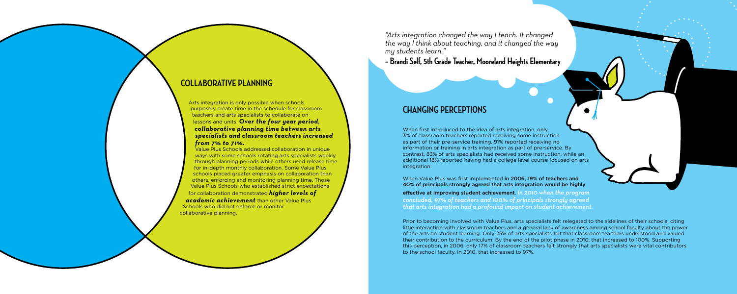## COLLABORATIVE PLANNING

Arts integration is only possible when schools purposely create time in the schedule for classroom teachers and arts specialists to collaborate on lessons and units. ***Over the four year period, collaborative planning time between arts specialists and classroom teachers increased from 7% to 71%.***

Value Plus Schools addressed collaboration in unique ways with some schools rotating arts specialists weekly through planning periods while others used release time for in-depth monthly collaboration. Some Value Plus schools placed greater emphasis on collaboration than others, enforcing and monitoring planning time. Those Value Plus Schools who established strict expectations for collaboration demonstrated ***higher levels of academic achievement*** than other Value Plus Schools who did not enforce or monitor collaborative planning.

*"Arts integration changed the way I teach. It changed the way I think about teaching, and it changed the way my students learn."*

**- Brandi Self, 5th Grade Teacher, Mooreland Heights Elementary**

## CHANGING PERCEPTIONS

When first introduced to the idea of arts integration, only 3% of classroom teachers reported receiving some instruction as part of their pre-service training. 91% reported receiving no information or training in arts integration as part of pre-service. By contrast, 83% of arts specialists had received some instruction, while an additional 18% reported having had a college level course focused on arts integration.

When Value Plus was first implemented **in 2006, 19% of teachers and 40% of principals strongly agreed that arts integration would be highly effective at improving student achievement**. *In 2010 when the program concluded, 97% of teachers and 100% of principals strongly agreed that arts integration had a profound impact on student achievement.*

Prior to becoming involved with Value Plus, arts specialists felt relegated to the sidelines of their schools, citing little interaction with classroom teachers and a general lack of awareness among school faculty about the power of the arts on student learning. Only 25% of arts specialists felt that classroom teachers understood and valued their contribution to the curriculum. By the end of the pilot phase in 2010, that increased to 100%. Supporting this perception, in 2006, only 17% of classroom teachers felt strongly that arts specialists were vital contributors to the school faculty. In 2010, that increased to 97%.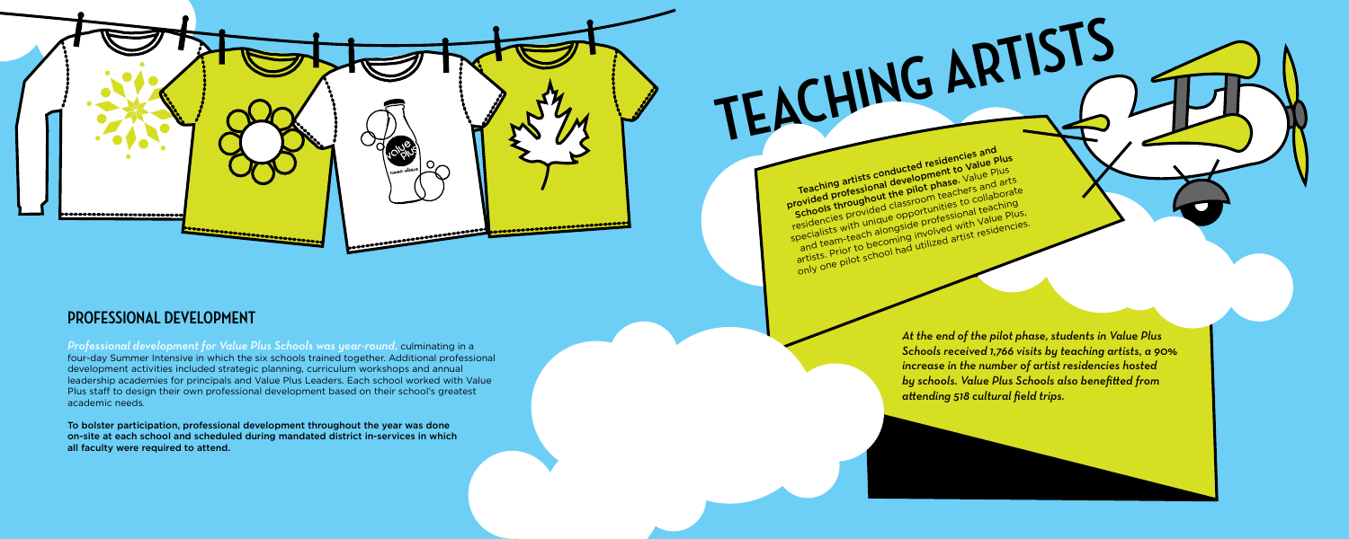## PROFESSIONAL DEVELOPMENT

*Professional development for Value Plus Schools was year-round,* culminating in a four-day Summer Intensive in which the six schools trained together. Additional professional development activities included strategic planning, curriculum workshops and annual leadership academies for principals and Value Plus Leaders. Each school worked with Value Plus staff to design their own professional development based on their school's greatest academic needs.

**To bolster participation, professional development throughout the year was done on-site at each school and scheduled during mandated district in-services in which all faculty were required to attend.**

# TEACHING ARTISTS

**Teaching artists conducted residencies and provided professional development to Value Plus Schools throughout the pilot phase.** Value Plus residencies provided classroom teachers and arts specialists with unique opportunities to collaborate and team-teach alongside professional teaching artists. Prior to becoming involved with Value Plus, only one pilot school had utilized artist residencies.

*At the end of the pilot phase, students in Value Plus Schools received 1,766 visits by teaching artists, a 90% increase in the number of artist residencies hosted by schools. Value Plus Schools also benefitted from attending 518 cultural field trips.*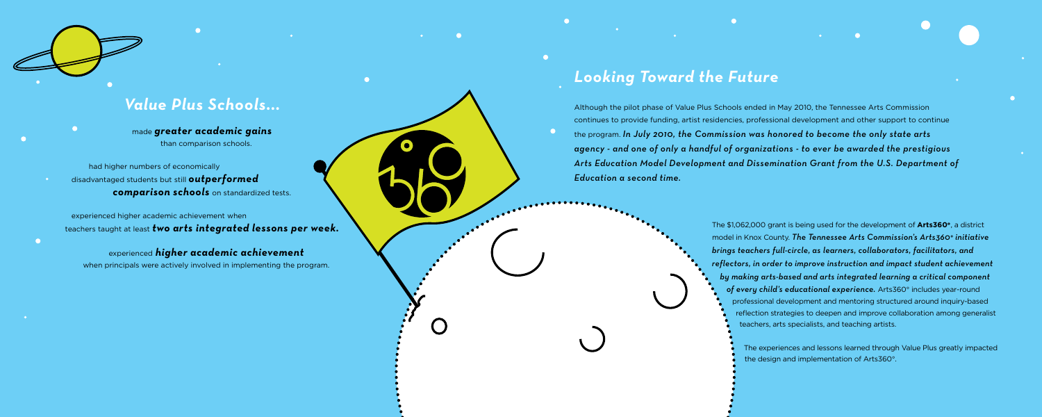## *Value Plus Schools...*

made ***greater academic gains*** than comparison schools.

had higher numbers of economically disadvantaged students but still ***outperformed comparison schools*** on standardized tests.

experienced higher academic achievement when teachers taught at least ***two arts integrated lessons per week.***

experienced ***higher academic achievement*** when principals were actively involved in implementing the program.

## *Looking Toward the Future*

Although the pilot phase of Value Plus Schools ended in May 2010, the Tennessee Arts Commission continues to provide funding, artist residencies, professional development and other support to continue the program. *In July 2010, the Commission was honored to become the only state arts agency - and one of only a handful of organizations - to ever be awarded the prestigious Arts Education Model Development and Dissemination Grant from the U.S. Department of Education a second time.*

The $1,062,000 grant is being used for the development of **Arts360°**, a district model in Knox County. *The Tennessee Arts Commission's Arts360° initiative brings teachers full-circle, as learners, collaborators, facilitators, and reflectors, in order to improve instruction and impact student achievement by making arts-based and arts integrated learning a critical component of every child's educational experience.* Arts360° includes year-round professional development and mentoring structured around inquiry-based reflection strategies to deepen and improve collaboration among generalist teachers, arts specialists, and teaching artists.

The experiences and lessons learned through Value Plus greatly impacted the design and implementation of Arts360°.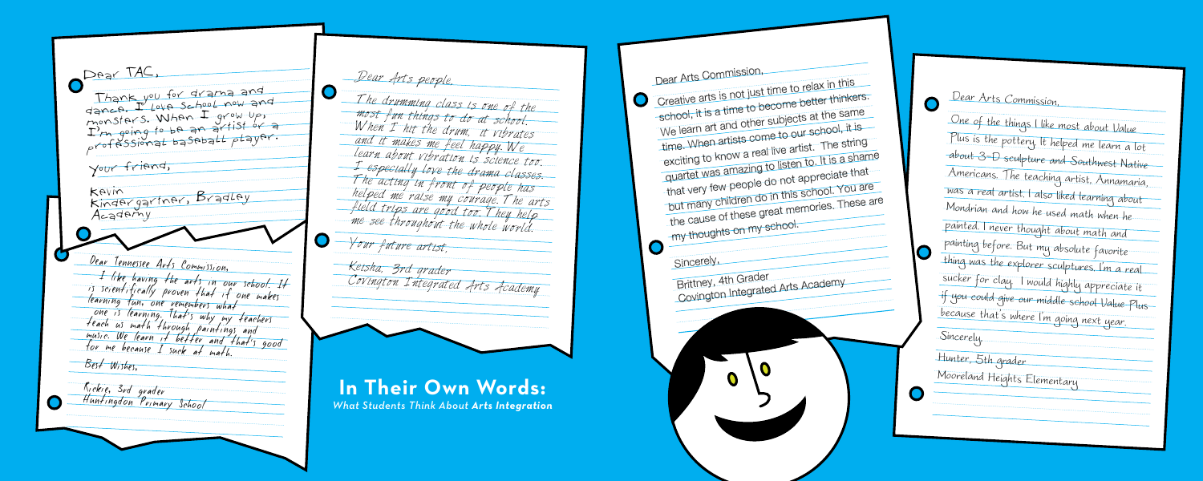## In Their Own Words:

*What Students Think About **Arts Integration***

Dear TAC,

Thank you for drama and dance. I love school now and monsters. When I grow up, I'm going to be an artist or a professional baseball player.

Your friend,

Kevin
Kindergartner, Bradley Academy

Dear Tennessee Arts Commission,

I like having the arts in our school. It is scientifically proven that if one makes learning fun, one remembers what one is learning. That's why my teachers teach us math through paintings and music. We learn it better and that's good for me because I suck at math.

Best Wishes,

Richie, 3rd grader
Huntingdon Primary School

Dear Arts people,

The drumming class is one of the most fun things to do at school. When I hit the drum, it vibrates and it makes me feel happy. We learn about vibration is science too. I especially love the drama classes. The acting in front of people has helped me raise my courage. The arts field trips are good too. They help me see throughout the whole world.

Your future artist,

Keisha, 3rd grader
Covington Integrated Arts Academy

Dear Arts Commission,

Creative arts is not just time to relax in this school, it is a time to become better thinkers. We learn art and other subjects at the same time. When artists come to our school, it is exciting to know a real live artist. The string quartet was amazing to listen to. It is a shame that very few people do not appreciate that but many children do in this school. You are the cause of these great memories. These are my thoughts on my school.

Sincerely,

Brittney, 4th Grader
Covington Integrated Arts Academy

Dear Arts Commission,

One of the things I like most about Value Plus is the pottery. It helped me learn a lot about 3-D sculpture and Southwest Native Americans. The teaching artist, Annamaria, was a real artist. I also liked learning about Mondrian and how he used math when he painted. I never thought about math and painting before. But my absolute favorite thing was the explorer sculptures. I'm a real sucker for clay. I would highly appreciate it if you could give our middle school Value Plus because that's where I'm going next year.

Sincerely,

Hunter, 5th grader
Mooreland Heights Elementary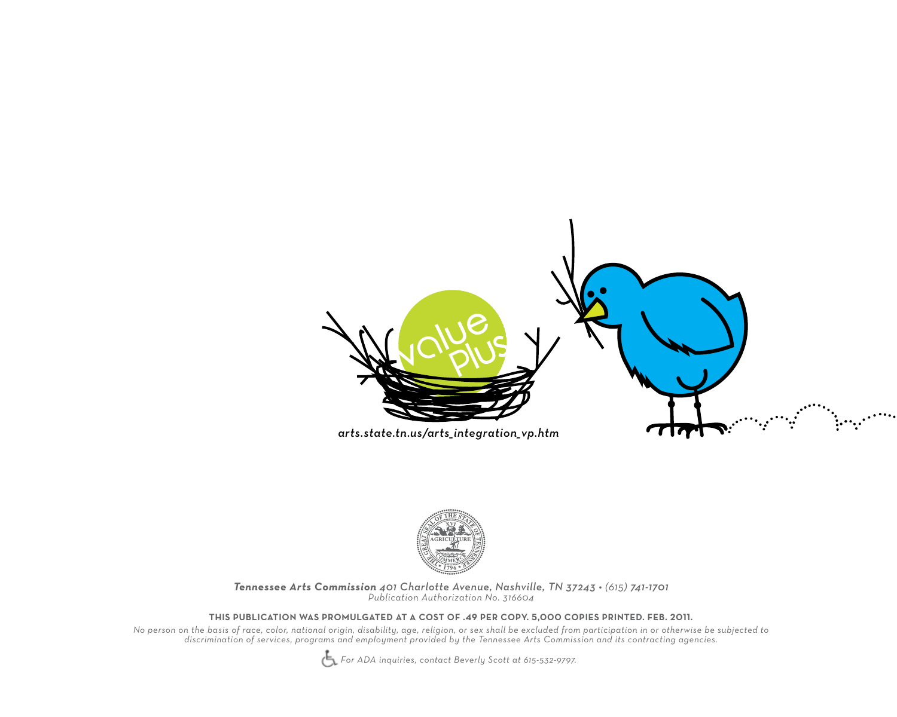value Plus

*arts.state.tn.us/arts_integration_vp.htm*

***Tennessee Arts Commission** 401 Charlotte Avenue, Nashville, TN 37243 • (615) 741-1701*
*Publication Authorization No. 316604*

**THIS PUBLICATION WAS PROMULGATED AT A COST OF .49 PER COPY. 5,000 COPIES PRINTED. FEB. 2011.**

*No person on the basis of race, color, national origin, disability, age, religion, or sex shall be excluded from participation in or otherwise be subjected to discrimination of services, programs and employment provided by the Tennessee Arts Commission and its contracting agencies.*

*For ADA inquiries, contact Beverly Scott at 615-532-9797.*